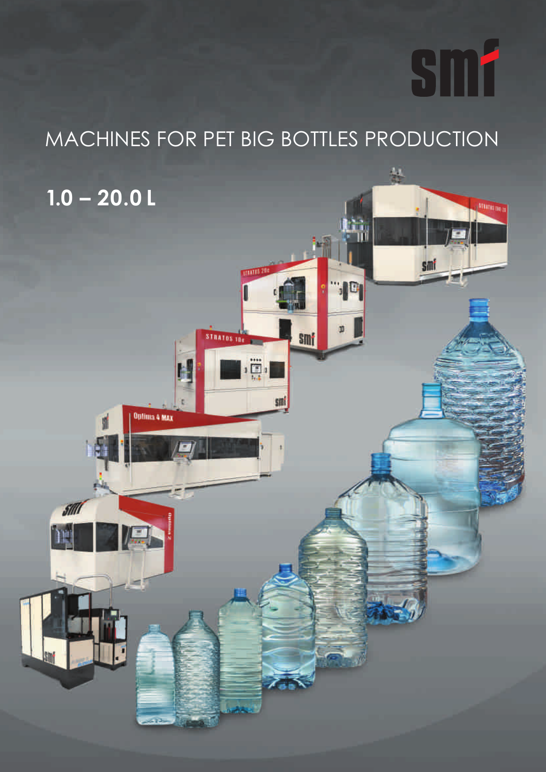# MACHINES FOR PET BIG BOTTLES PRODUCTION

## 1.0 – 20.0 L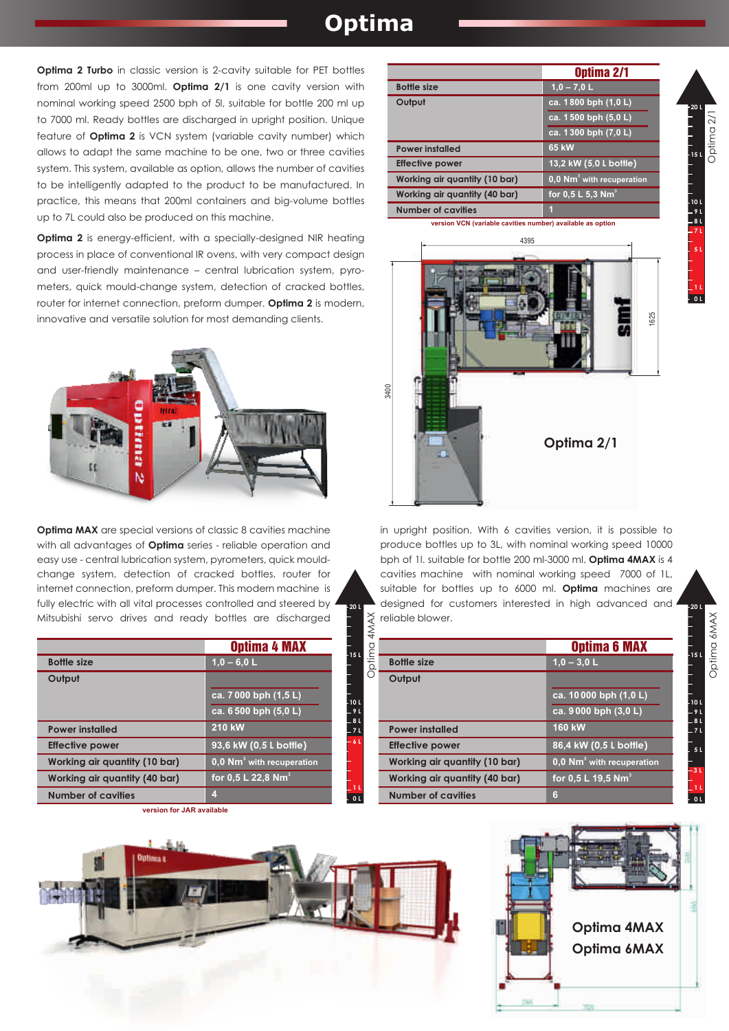# Optima

**Optima 2 Turbo** in classic version is 2-cavity suitable for PET bottles from 200ml up to 3000ml. **Optima 2/1** is one cavity version with nominal working speed 2500 bph of 5l, suitable for bottle 200 ml up to 7000 ml. Ready bottles are discharged in upright position. Unique feature of **Optima 2** is VCN system (variable cavity number) which allows to adapt the same machine to be one, two or three cavities system. This system, available as option, allows the number of cavities to be intelligently adapted to the product to be manufactured. In practice, this means that 200ml containers and big-volume bottles up to 7L could also be produced on this machine.

**Optima 2** is energy-efficient, with a specially-designed NIR heating process in place of conventional IR ovens, with very compact design and user-friendly maintenance – central lubrication system, pyrometers, quick mould-change system, detection of cracked bottles, router for internet connection, preform dumper. **Optima 2** is modern, innovative and versatile solution for most demanding clients.

| | Optima 2/1 |
|---|---|
| Bottle size | 1,0 – 7,0 L |
| Output | ca. 1 800 bph (1,0 L) |
| | ca. 1 500 bph (5,0 L) |
| | ca. 1 300 bph (7,0 L) |
| Power installed | 65 kW |
| Effective power | 13,2 kW (5,0 L bottle) |
| Working air quantity (10 bar) | 0,0 Nm³ with recuperation |
| Working air quantity (40 bar) | for 0,5 L 5,3 Nm³ |
| Number of cavities | 1 |

version VCN (variable cavities number) available as option

Optima 2/1

**Optima MAX** are special versions of classic 8 cavities machine with all advantages of **Optima** series - reliable operation and easy use - central lubrication system, pyrometers, quick mould-change system, detection of cracked bottles, router for internet connection, preform dumper. This modern machine is fully electric with all vital processes controlled and steered by Mitsubishi servo drives and ready bottles are discharged in upright position. With 6 cavities version, it is possible to produce bottles up to 3L, with nominal working speed 10000 bph of 1l. suitable for bottle 200 ml-3000 ml. **Optima 4MAX** is 4 cavities machine with nominal working speed 7000 of 1L, suitable for bottles up to 6000 ml. **Optima** machines are designed for customers interested in high advanced and reliable blower.

| | Optima 4 MAX |
|---|---|
| Bottle size | 1,0 – 6,0 L |
| Output | ca. 7 000 bph (1,5 L) |
| | ca. 6 500 bph (5,0 L) |
| Power installed | 210 kW |
| Effective power | 93,6 kW (0,5 L bottle) |
| Working air quantity (10 bar) | 0,0 Nm³ with recuperation |
| Working air quantity (40 bar) | for 0,5 L 22,8 Nm³ |
| Number of cavities | 4 |

version for JAR available

| | Optima 6 MAX |
|---|---|
| Bottle size | 1,0 – 3,0 L |
| Output | ca. 10 000 bph (1,0 L) |
| | ca. 9 000 bph (3,0 L) |
| Power installed | 160 kW |
| Effective power | 86,4 kW (0,5 L bottle) |
| Working air quantity (10 bar) | 0,0 Nm³ with recuperation |
| Working air quantity (40 bar) | for 0,5 L 19,5 Nm³ |
| Number of cavities | 6 |

Optima 4MAX
Optima 6MAX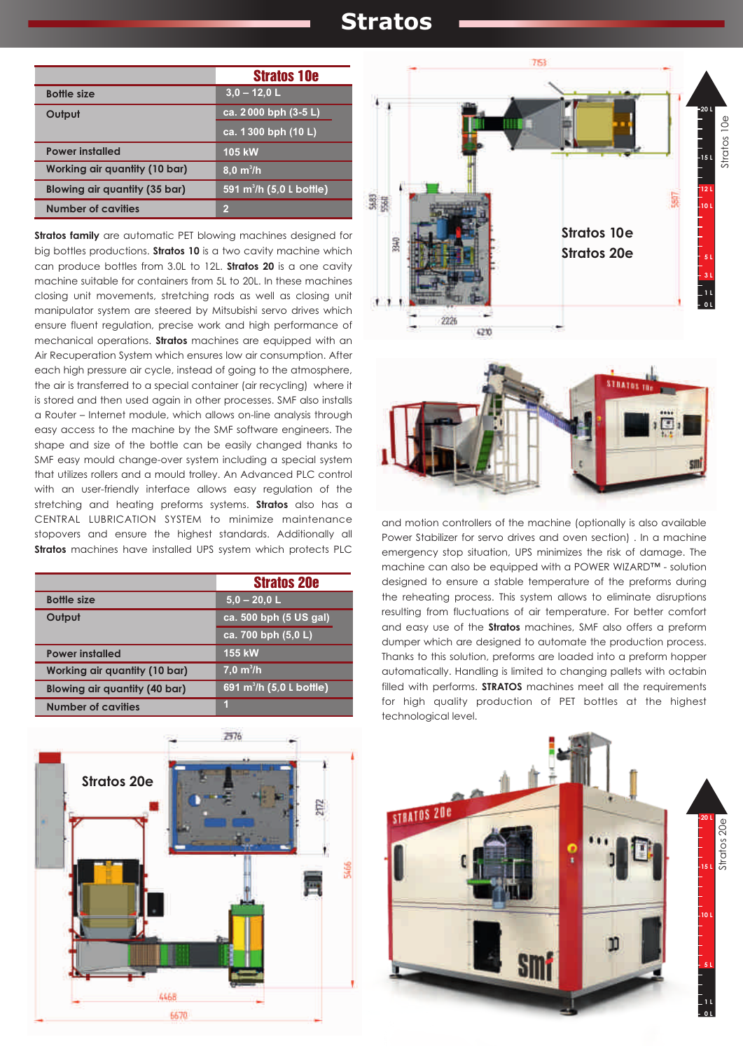# Stratos

| | Stratos 10e |
|---|---|
| Bottle size | 3,0 – 12,0 L |
| Output | ca. 2 000 bph (3-5 L) |
| | ca. 1 300 bph (10 L) |
| Power installed | 105 kW |
| Working air quantity (10 bar) | 8,0 m³/h |
| Blowing air quantity (35 bar) | 591 m³/h (5,0 L bottle) |
| Number of cavities | 2 |

**Stratos family** are automatic PET blowing machines designed for big bottles productions. **Stratos 10** is a two cavity machine which can produce bottles from 3.0L to 12L. **Stratos 20** is a one cavity machine suitable for containers from 5L to 20L. In these machines closing unit movements, stretching rods as well as closing unit manipulator system are steered by Mitsubishi servo drives which ensure fluent regulation, precise work and high performance of mechanical operations. **Stratos** machines are equipped with an Air Recuperation System which ensures low air consumption. After each high pressure air cycle, instead of going to the atmosphere, the air is transferred to a special container (air recycling) where it is stored and then used again in other processes. SMF also installs a Router – Internet module, which allows on-line analysis through easy access to the machine by the SMF software engineers. The shape and size of the bottle can be easily changed thanks to SMF easy mould change-over system including a special system that utilizes rollers and a mould trolley. An Advanced PLC control with an user-friendly interface allows easy regulation of the stretching and heating preforms systems. **Stratos** also has a CENTRAL LUBRICATION SYSTEM to minimize maintenance stopovers and ensure the highest standards. Additionally all **Stratos** machines have installed UPS system which protects PLC and motion controllers of the machine (optionally is also available Power Stabilizer for servo drives and oven section) . In a machine emergency stop situation, UPS minimizes the risk of damage. The machine can also be equipped with a POWER WIZARD™ - solution designed to ensure a stable temperature of the preforms during the reheating process. This system allows to eliminate disruptions resulting from fluctuations of air temperature. For better comfort and easy use of the **Stratos** machines, SMF also offers a preform dumper which are designed to automate the production process. Thanks to this solution, preforms are loaded into a preform hopper automatically. Handling is limited to changing pallets with octabin filled with performs. **STRATOS** machines meet all the requirements for high quality production of PET bottles at the highest technological level.

| | Stratos 20e |
|---|---|
| Bottle size | 5,0 – 20,0 L |
| Output | ca. 500 bph (5 US gal) |
| | ca. 700 bph (5,0 L) |
| Power installed | 155 kW |
| Working air quantity (10 bar) | 7,0 m³/h |
| Blowing air quantity (40 bar) | 691 m³/h (5,0 L bottle) |
| Number of cavities | 1 |

Stratos 10e
Stratos 20e

Stratos 20e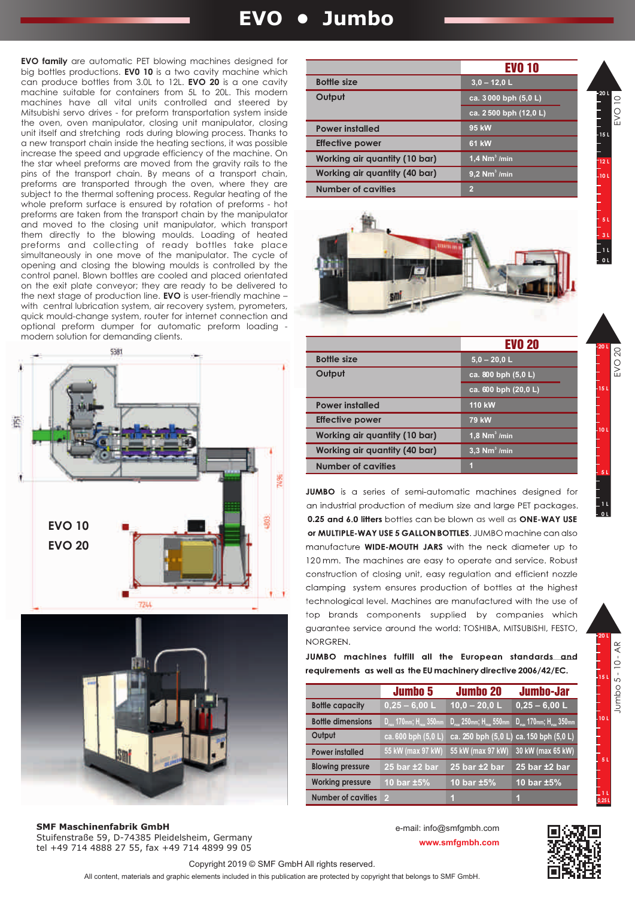# EVO • Jumbo

**EVO family** are automatic PET blowing machines designed for big bottles productions. **EVO 10** is a two cavity machine which can produce bottles from 3.0L to 12L. **EVO 20** is a one cavity machine suitable for containers from 5L to 20L. This modern machines have all vital units controlled and steered by Mitsubishi servo drives - for preform transportation system inside the oven, oven manipulator, closing unit manipulator, closing unit itself and stretching rods during blowing process. Thanks to a new transport chain inside the heating sections, it was possible increase the speed and upgrade efficiency of the machine. On the star wheel preforms are moved from the gravity rails to the pins of the transport chain. By means of a transport chain, preforms are transported through the oven, where they are subject to the thermal softening process. Regular heating of the whole preform surface is ensured by rotation of preforms - hot preforms are taken from the transport chain by the manipulator and moved to the closing unit manipulator, which transport them directly to the blowing moulds. Loading of heated preforms and collecting of ready bottles take place simultaneously in one move of the manipulator. The cycle of opening and closing the blowing moulds is controlled by the control panel. Blown bottles are cooled and placed orientated on the exit plate conveyor; they are ready to be delivered to the next stage of production line. **EVO** is user-friendly machine – with central lubrication system, air recovery system, pyrometers, quick mould-change system, router for internet connection and optional preform dumper for automatic preform loading - modern solution for demanding clients.

5381
1751
7496
4803
7244

EVO 10
EVO 20

| | EVO 10 |
|---|---|
| Bottle size | 3,0 – 12,0 L |
| Output | ca. 3 000 bph (5,0 L) |
| | ca. 2 500 bph (12,0 L) |
| Power installed | 95 kW |
| Effective power | 61 kW |
| Working air quantity (10 bar) | 1,4 Nm³ /min |
| Working air quantity (40 bar) | 9,2 Nm³ /min |
| Number of cavities | 2 |

| | EVO 20 |
|---|---|
| Bottle size | 5,0 – 20,0 L |
| Output | ca. 800 bph (5,0 L) |
| | ca. 600 bph (20,0 L) |
| Power installed | 110 kW |
| Effective power | 79 kW |
| Working air quantity (10 bar) | 1,8 Nm³ /min |
| Working air quantity (40 bar) | 3,3 Nm³ /min |
| Number of cavities | 1 |

EVO 10: 20 L, 15 L, 12 L, 10 L, 5 L, 3 L, 1 L, 0 L

EVO 20: 20 L, 15 L, 10 L, 5 L, 1 L, 0 L

Jumbo 5 - 10 - AR: 20 L, 15 L, 10 L, 5 L, 1 L, 0,25 L

**JUMBO** is a series of semi-automatic machines designed for an industrial production of medium size and large PET packages. **0.25 and 6.0 litters** bottles can be blown as well as **ONE-WAY USE or MULTIPLE-WAY USE 5 GALLON BOTTLES**. JUMBO machine can also manufacture **WIDE-MOUTH JARS** with the neck diameter up to 120 mm. The machines are easy to operate and service. Robust construction of closing unit, easy regulation and efficient nozzle clamping system ensures production of bottles at the highest technological level. Machines are manufactured with the use of top brands components supplied by companies which guarantee service around the world: TOSHIBA, MITSUBISHI, FESTO, NORGREN.

**JUMBO machines fulfill all the European standards and requirements as well as the EU machinery directive 2006/42/EC.**

| | Jumbo 5 | Jumbo 20 | Jumbo-Jar |
|---|---|---|---|
| Bottle capacity | 0,25 – 6,00 L | 10,0 – 20,0 L | 0,25 – 6,00 L |
| Bottle dimensions | $D_{max}$ 170mm; $H_{max}$ 350mm | $D_{max}$ 250mm; $H_{max}$ 550mm | $D_{max}$ 170mm; $H_{max}$ 350mm |
| Output | ca. 600 bph (5,0 L) | ca. 250 bph (5,0 L) | ca. 150 bph (5,0 L) |
| Power installed | 55 kW (max 97 kW) | 55 kW (max 97 kW) | 30 kW (max 65 kW) |
| Blowing pressure | 25 bar ±2 bar | 25 bar ±2 bar | 25 bar ±2 bar |
| Working pressure | 10 bar ±5% | 10 bar ±5% | 10 bar ±5% |
| Number of cavities | 2 | 1 | 1 |

**SMF Maschinenfabrik GmbH**
Stuifenstraße 59, D-74385 Pleidelsheim, Germany
tel +49 714 4888 27 55, fax +49 714 4899 99 05

e-mail: info@smfgmbh.com
**www.smfgmbh.com**

Copyright 2019 © SMF GmbH All rights reserved.

All content, materials and graphic elements included in this publication are protected by copyright that belongs to SMF GmbH.